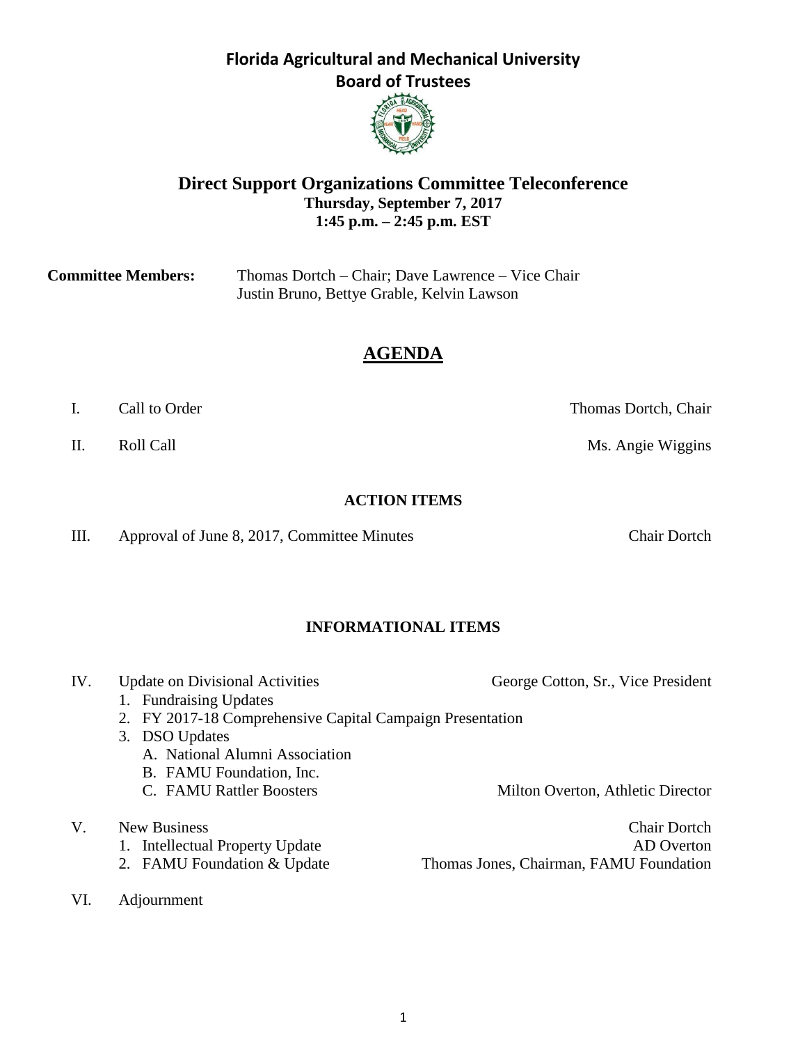# Florida Agricultural and Mechanical University
## Board of Trustees

### Direct Support Organizations Committee Teleconference
**Thursday, September 7, 2017**
**1:45 p.m. – 2:45 p.m. EST**

**Committee Members:** Thomas Dortch – Chair; Dave Lawrence – Vice Chair
Justin Bruno, Bettye Grable, Kelvin Lawson

## AGENDA

I. Call to Order — Thomas Dortch, Chair

II. Roll Call — Ms. Angie Wiggins

**ACTION ITEMS**

III. Approval of June 8, 2017, Committee Minutes — Chair Dortch

**INFORMATIONAL ITEMS**

IV. Update on Divisional Activities — George Cotton, Sr., Vice President
1. Fundraising Updates
2. FY 2017-18 Comprehensive Capital Campaign Presentation
3. DSO Updates
   - A. National Alumni Association
   - B. FAMU Foundation, Inc.
   - C. FAMU Rattler Boosters — Milton Overton, Athletic Director

V. New Business — Chair Dortch
1. Intellectual Property Update — AD Overton
2. FAMU Foundation & Update — Thomas Jones, Chairman, FAMU Foundation

VI. Adjournment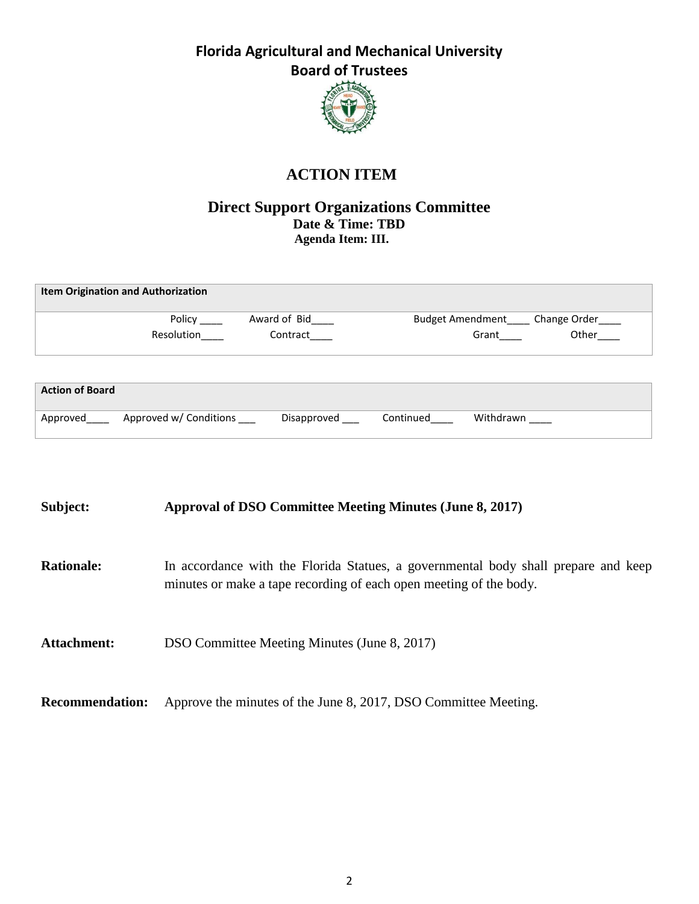# Florida Agricultural and Mechanical University
## Board of Trustees

## ACTION ITEM

### Direct Support Organizations Committee
**Date & Time: TBD**
**Agenda Item: III.**

| Item Origination and Authorization | | | |
|---|---|---|---|
| Policy ____ | Award of Bid____ | Budget Amendment____ | Change Order____ |
| Resolution____ | Contract____ | Grant____ | Other____ |

| Action of Board | | | | |
|---|---|---|---|---|
| Approved____ | Approved w/ Conditions ___ | Disapproved ___ | Continued____ | Withdrawn ____ |

**Subject:** **Approval of DSO Committee Meeting Minutes (June 8, 2017)**

**Rationale:** In accordance with the Florida Statues, a governmental body shall prepare and keep minutes or make a tape recording of each open meeting of the body.

**Attachment:** DSO Committee Meeting Minutes (June 8, 2017)

**Recommendation:** Approve the minutes of the June 8, 2017, DSO Committee Meeting.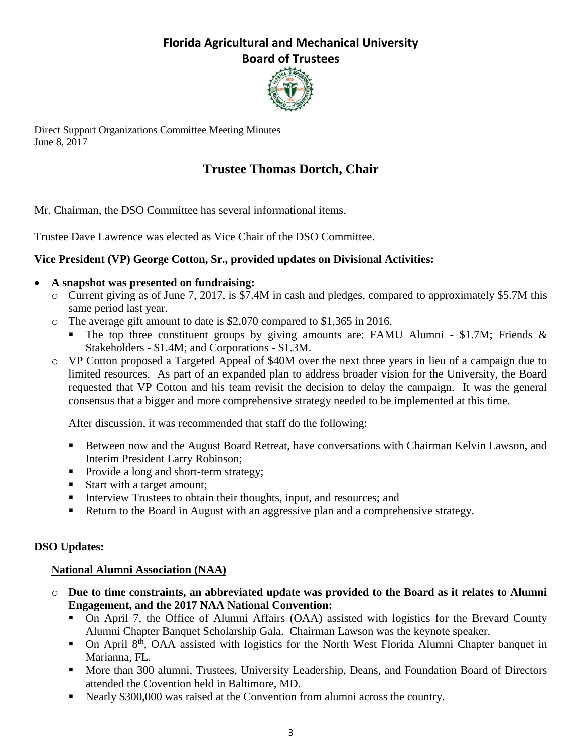# Florida Agricultural and Mechanical University
## Board of Trustees

Direct Support Organizations Committee Meeting Minutes
June 8, 2017

## Trustee Thomas Dortch, Chair

Mr. Chairman, the DSO Committee has several informational items.

Trustee Dave Lawrence was elected as Vice Chair of the DSO Committee.

**Vice President (VP) George Cotton, Sr., provided updates on Divisional Activities:**

- **A snapshot was presented on fundraising:**
  - Current giving as of June 7, 2017, is $7.4M in cash and pledges, compared to approximately $5.7M this same period last year.
  - The average gift amount to date is $2,070 compared to $1,365 in 2016.
    - The top three constituent groups by giving amounts are: FAMU Alumni - $1.7M; Friends & Stakeholders - $1.4M; and Corporations - $1.3M.
  - VP Cotton proposed a Targeted Appeal of $40M over the next three years in lieu of a campaign due to limited resources. As part of an expanded plan to address broader vision for the University, the Board requested that VP Cotton and his team revisit the decision to delay the campaign. It was the general consensus that a bigger and more comprehensive strategy needed to be implemented at this time.

    After discussion, it was recommended that staff do the following:

    - Between now and the August Board Retreat, have conversations with Chairman Kelvin Lawson, and Interim President Larry Robinson;
    - Provide a long and short-term strategy;
    - Start with a target amount;
    - Interview Trustees to obtain their thoughts, input, and resources; and
    - Return to the Board in August with an aggressive plan and a comprehensive strategy.

**DSO Updates:**

**National Alumni Association (NAA)**

- **Due to time constraints, an abbreviated update was provided to the Board as it relates to Alumni Engagement, and the 2017 NAA National Convention:**
  - On April 7, the Office of Alumni Affairs (OAA) assisted with logistics for the Brevard County Alumni Chapter Banquet Scholarship Gala. Chairman Lawson was the keynote speaker.
  - On April 8th, OAA assisted with logistics for the North West Florida Alumni Chapter banquet in Marianna, FL.
  - More than 300 alumni, Trustees, University Leadership, Deans, and Foundation Board of Directors attended the Covention held in Baltimore, MD.
  - Nearly $300,000 was raised at the Convention from alumni across the country.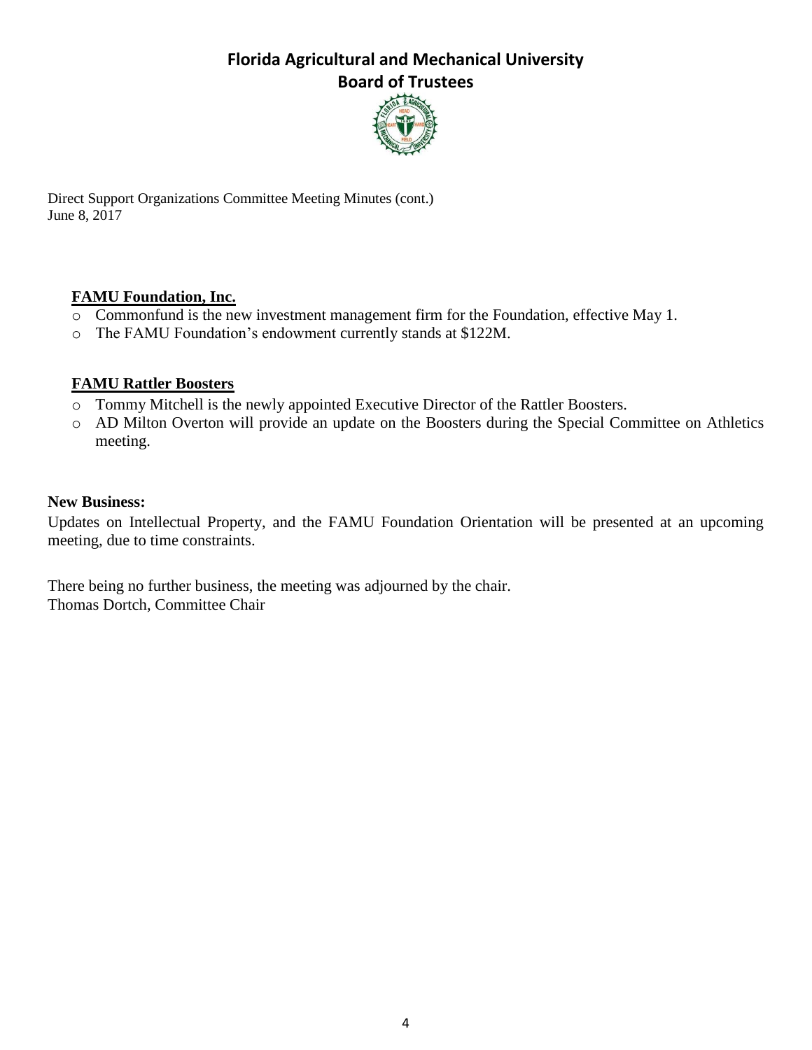Direct Support Organizations Committee Meeting Minutes (cont.)
June 8, 2017

**FAMU Foundation, Inc.**

- Commonfund is the new investment management firm for the Foundation, effective May 1.
- The FAMU Foundation's endowment currently stands at $122M.

**FAMU Rattler Boosters**

- Tommy Mitchell is the newly appointed Executive Director of the Rattler Boosters.
- AD Milton Overton will provide an update on the Boosters during the Special Committee on Athletics meeting.

**New Business:**

Updates on Intellectual Property, and the FAMU Foundation Orientation will be presented at an upcoming meeting, due to time constraints.

There being no further business, the meeting was adjourned by the chair.
Thomas Dortch, Committee Chair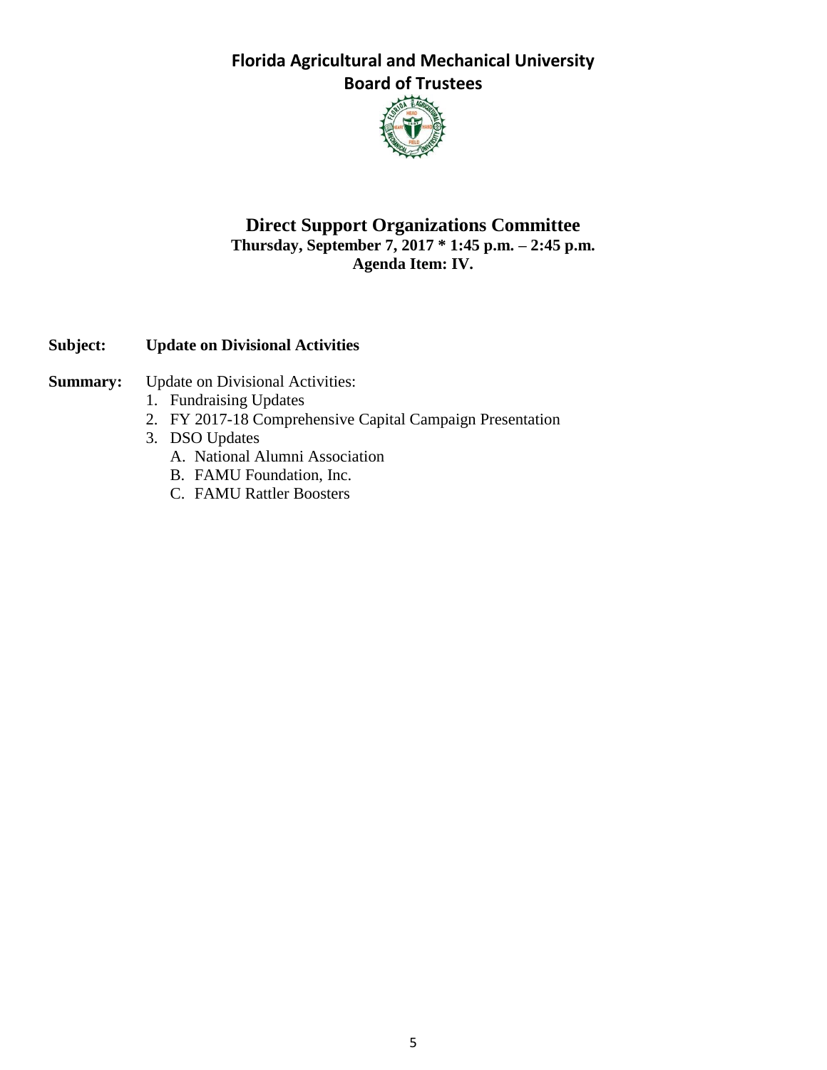# Florida Agricultural and Mechanical University
# Board of Trustees

## Direct Support Organizations Committee

**Thursday, September 7, 2017 * 1:45 p.m. – 2:45 p.m.**
**Agenda Item: IV.**

**Subject:** **Update on Divisional Activities**

**Summary:** Update on Divisional Activities:

1. Fundraising Updates
2. FY 2017-18 Comprehensive Capital Campaign Presentation
3. DSO Updates
   - A. National Alumni Association
   - B. FAMU Foundation, Inc.
   - C. FAMU Rattler Boosters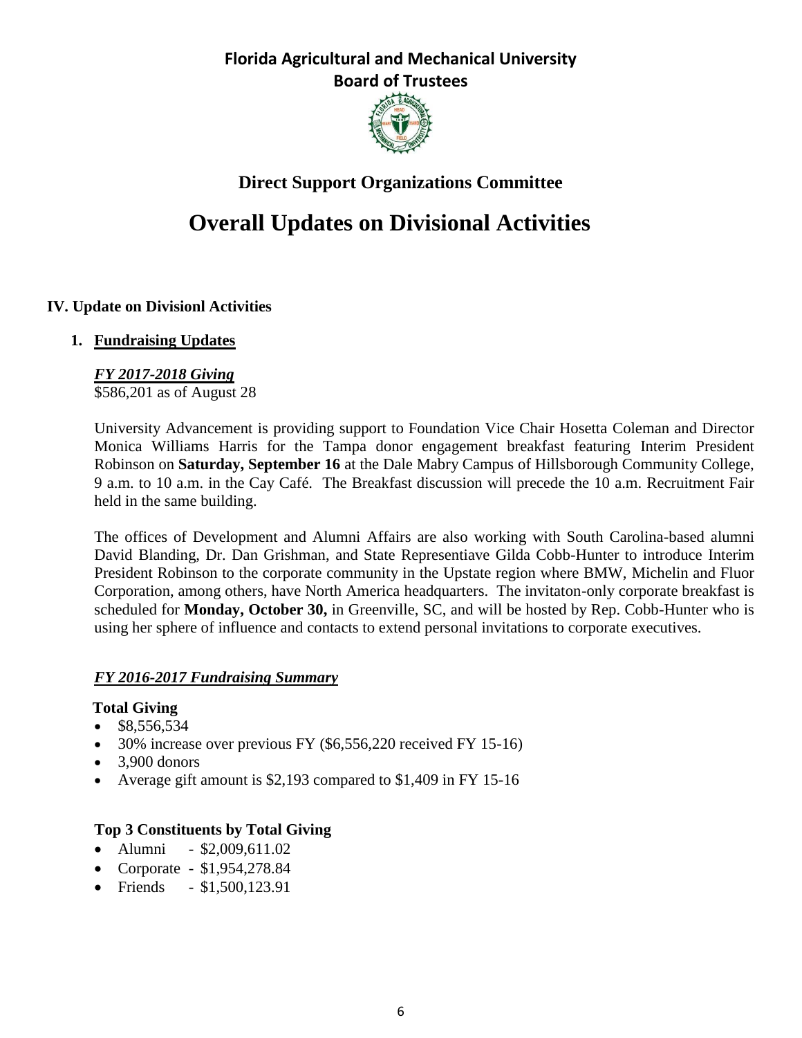# Florida Agricultural and Mechanical University
## Board of Trustees

### Direct Support Organizations Committee

# Overall Updates on Divisional Activities

**IV. Update on Divisionl Activities**

1. **Fundraising Updates**

***FY 2017-2018 Giving***
$586,201 as of August 28

University Advancement is providing support to Foundation Vice Chair Hosetta Coleman and Director Monica Williams Harris for the Tampa donor engagement breakfast featuring Interim President Robinson on **Saturday, September 16** at the Dale Mabry Campus of Hillsborough Community College, 9 a.m. to 10 a.m. in the Cay Café. The Breakfast discussion will precede the 10 a.m. Recruitment Fair held in the same building.

The offices of Development and Alumni Affairs are also working with South Carolina-based alumni David Blanding, Dr. Dan Grishman, and State Representiave Gilda Cobb-Hunter to introduce Interim President Robinson to the corporate community in the Upstate region where BMW, Michelin and Fluor Corporation, among others, have North America headquarters. The invitaton-only corporate breakfast is scheduled for **Monday, October 30,** in Greenville, SC, and will be hosted by Rep. Cobb-Hunter who is using her sphere of influence and contacts to extend personal invitations to corporate executives.

***FY 2016-2017 Fundraising Summary***

**Total Giving**

- $8,556,534
- 30% increase over previous FY ($6,556,220 received FY 15-16)
- 3,900 donors
- Average gift amount is $2,193 compared to $1,409 in FY 15-16

**Top 3 Constituents by Total Giving**

- Alumni - $2,009,611.02
- Corporate - $1,954,278.84
- Friends - $1,500,123.91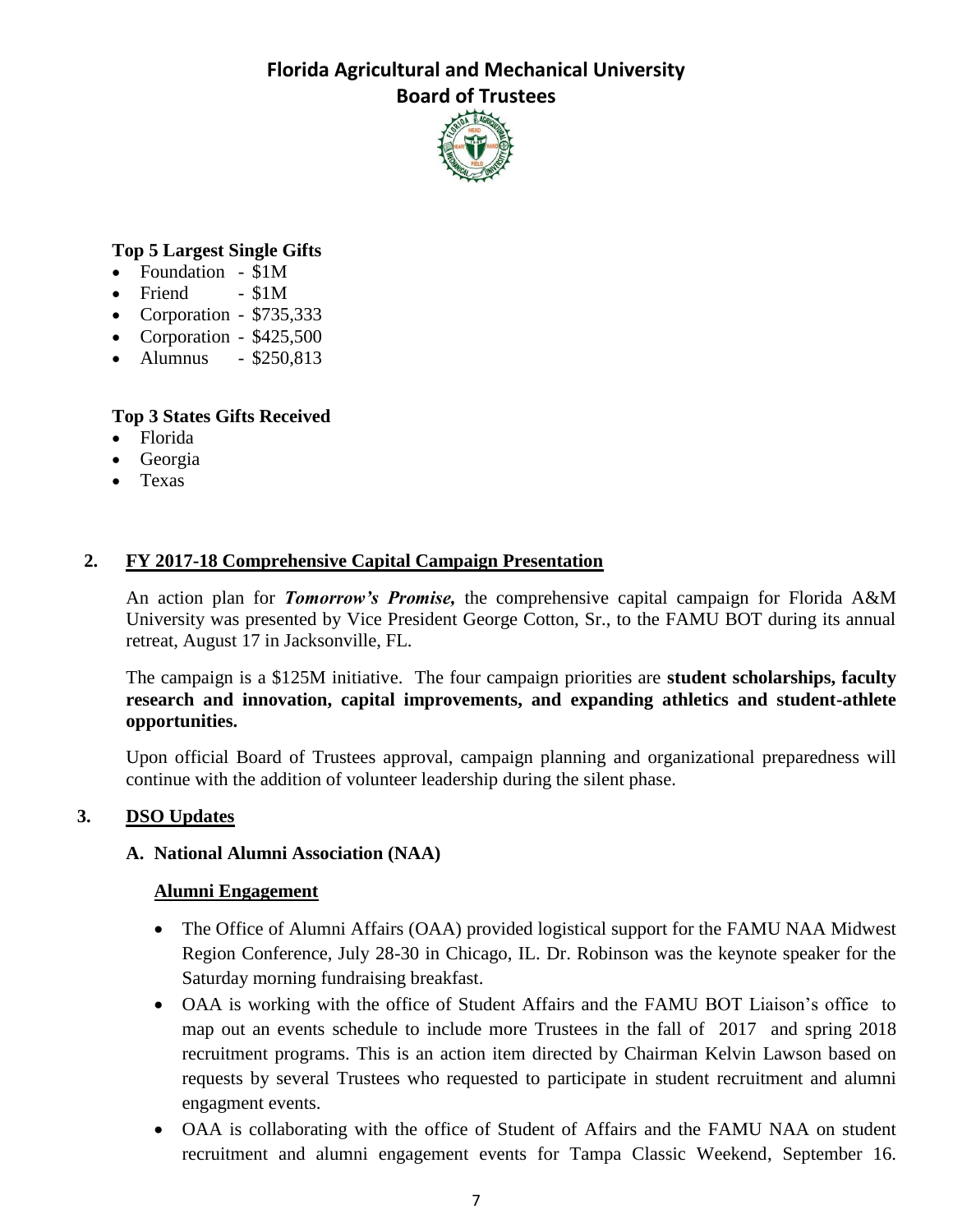**Top 5 Largest Single Gifts**

- Foundation - $1M
- Friend - $1M
- Corporation - $735,333
- Corporation - $425,500
- Alumnus - $250,813

**Top 3 States Gifts Received**

- Florida
- Georgia
- Texas

**2. FY 2017-18 Comprehensive Capital Campaign Presentation**

An action plan for ***Tomorrow's Promise,*** the comprehensive capital campaign for Florida A&M University was presented by Vice President George Cotton, Sr., to the FAMU BOT during its annual retreat, August 17 in Jacksonville, FL.

The campaign is a $125M initiative. The four campaign priorities are **student scholarships, faculty research and innovation, capital improvements, and expanding athletics and student-athlete opportunities.**

Upon official Board of Trustees approval, campaign planning and organizational preparedness will continue with the addition of volunteer leadership during the silent phase.

**3. DSO Updates**

**A. National Alumni Association (NAA)**

**Alumni Engagement**

- The Office of Alumni Affairs (OAA) provided logistical support for the FAMU NAA Midwest Region Conference, July 28-30 in Chicago, IL. Dr. Robinson was the keynote speaker for the Saturday morning fundraising breakfast.
- OAA is working with the office of Student Affairs and the FAMU BOT Liaison's office to map out an events schedule to include more Trustees in the fall of 2017 and spring 2018 recruitment programs. This is an action item directed by Chairman Kelvin Lawson based on requests by several Trustees who requested to participate in student recruitment and alumni engagment events.
- OAA is collaborating with the office of Student of Affairs and the FAMU NAA on student recruitment and alumni engagement events for Tampa Classic Weekend, September 16.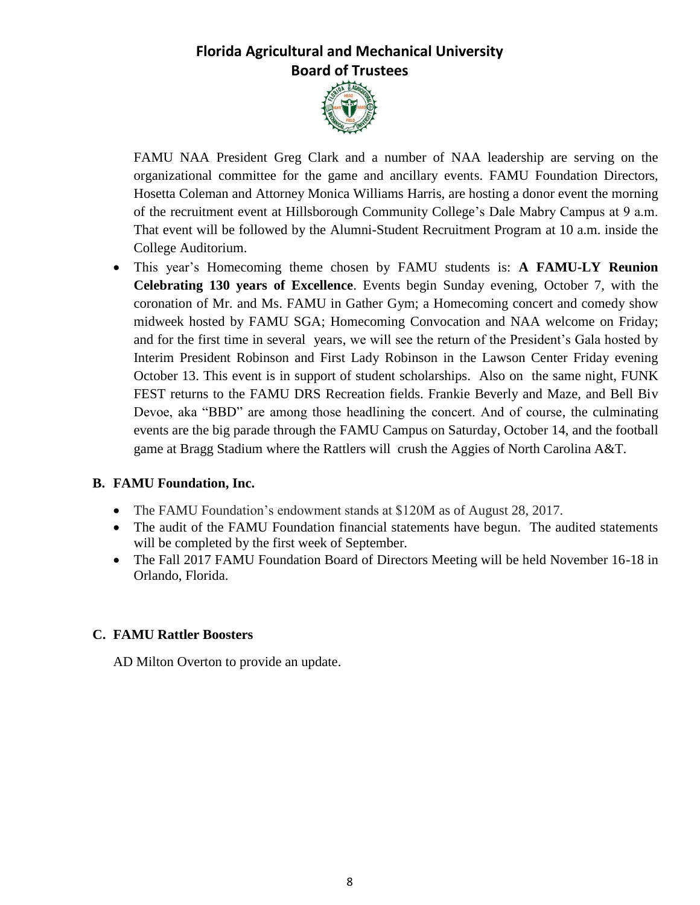FAMU NAA President Greg Clark and a number of NAA leadership are serving on the organizational committee for the game and ancillary events. FAMU Foundation Directors, Hosetta Coleman and Attorney Monica Williams Harris, are hosting a donor event the morning of the recruitment event at Hillsborough Community College's Dale Mabry Campus at 9 a.m. That event will be followed by the Alumni-Student Recruitment Program at 10 a.m. inside the College Auditorium.

- This year's Homecoming theme chosen by FAMU students is: **A FAMU-LY Reunion Celebrating 130 years of Excellence**. Events begin Sunday evening, October 7, with the coronation of Mr. and Ms. FAMU in Gather Gym; a Homecoming concert and comedy show midweek hosted by FAMU SGA; Homecoming Convocation and NAA welcome on Friday; and for the first time in several years, we will see the return of the President's Gala hosted by Interim President Robinson and First Lady Robinson in the Lawson Center Friday evening October 13. This event is in support of student scholarships. Also on the same night, FUNK FEST returns to the FAMU DRS Recreation fields. Frankie Beverly and Maze, and Bell Biv Devoe, aka "BBD" are among those headlining the concert. And of course, the culminating events are the big parade through the FAMU Campus on Saturday, October 14, and the football game at Bragg Stadium where the Rattlers will crush the Aggies of North Carolina A&T.

**B. FAMU Foundation, Inc.**

- The FAMU Foundation's endowment stands at $120M as of August 28, 2017.
- The audit of the FAMU Foundation financial statements have begun. The audited statements will be completed by the first week of September.
- The Fall 2017 FAMU Foundation Board of Directors Meeting will be held November 16-18 in Orlando, Florida.

**C. FAMU Rattler Boosters**

AD Milton Overton to provide an update.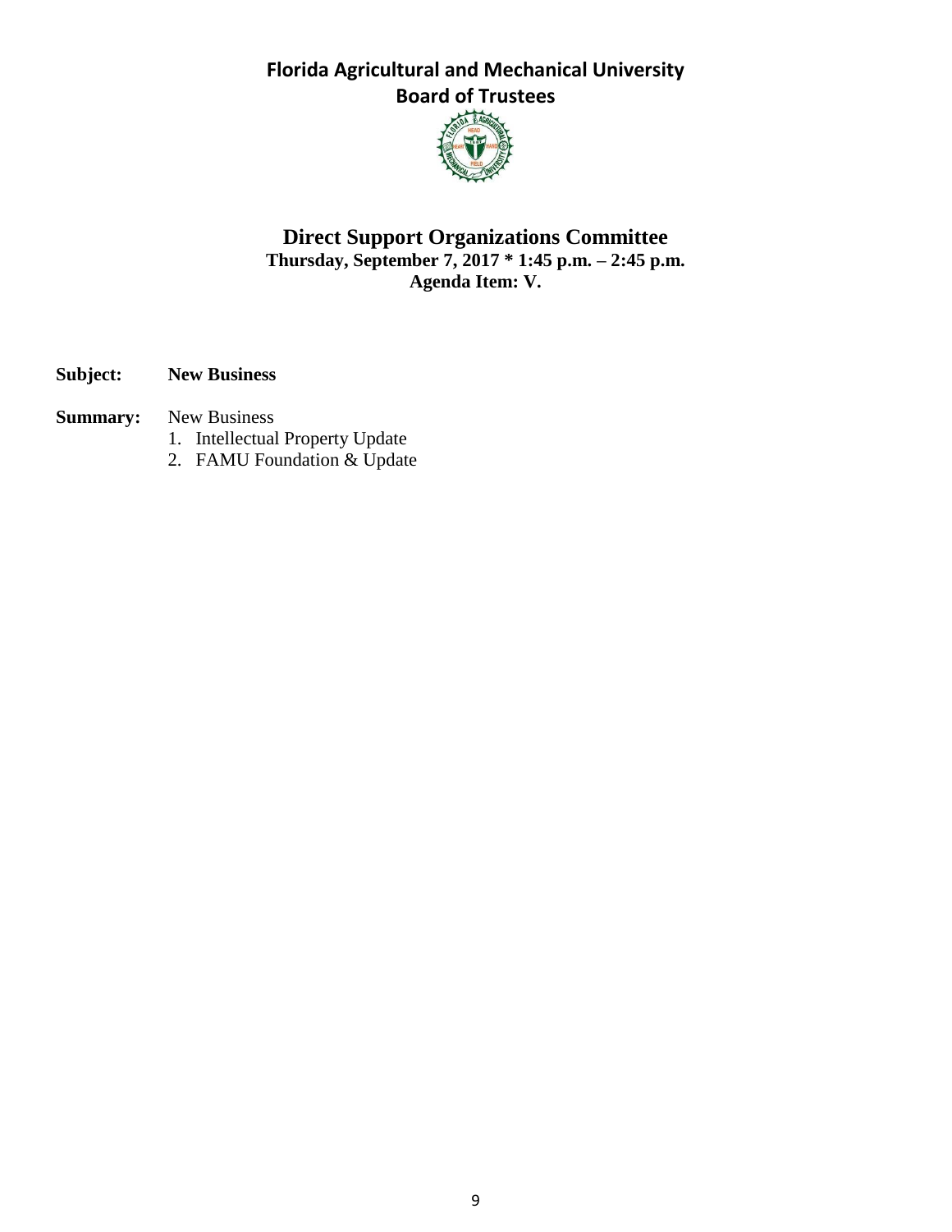# Florida Agricultural and Mechanical University
## Board of Trustees

## Direct Support Organizations Committee

**Thursday, September 7, 2017 * 1:45 p.m. – 2:45 p.m.**
**Agenda Item: V.**

**Subject:** **New Business**

**Summary:** New Business

1. Intellectual Property Update
2. FAMU Foundation & Update